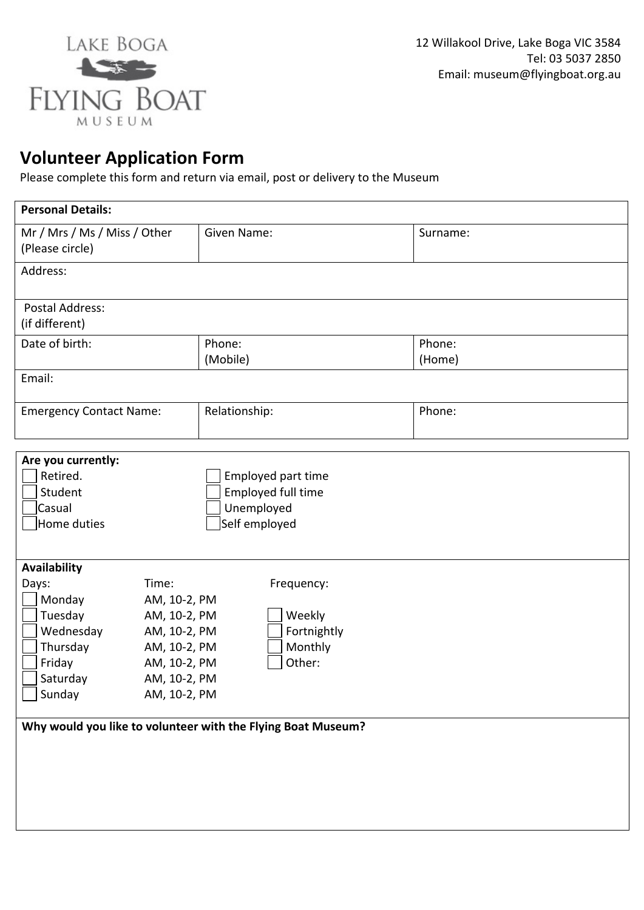LAKE BOGA FLYING BOAT MUSEUM

12 Willakool Drive, Lake Boga VIC 3584
Tel: 03 5037 2850
Email: museum@flyingboat.org.au

# Volunteer Application Form

Please complete this form and return via email, post or delivery to the Museum

| **Personal Details:** | | |
|---|---|---|
| Mr / Mrs / Ms / Miss / Other (Please circle) | Given Name: | Surname: |
| Address: | | |
| Postal Address: (if different) | | |
| Date of birth: | Phone: (Mobile) | Phone: (Home) |
| Email: | | |
| Emergency Contact Name: | Relationship: | Phone: |

**Are you currently:**

- [ ] Retired.
- [ ] Student
- [ ] Casual
- [ ] Home duties
- [ ] Employed part time
- [ ] Employed full time
- [ ] Unemployed
- [ ] Self employed

**Availability**

| Days: | Time: | Frequency: |
|---|---|---|
| ☐ Monday | AM, 10-2, PM | |
| ☐ Tuesday | AM, 10-2, PM | ☐ Weekly |
| ☐ Wednesday | AM, 10-2, PM | ☐ Fortnightly |
| ☐ Thursday | AM, 10-2, PM | ☐ Monthly |
| ☐ Friday | AM, 10-2, PM | ☐ Other: |
| ☐ Saturday | AM, 10-2, PM | |
| ☐ Sunday | AM, 10-2, PM | |

**Why would you like to volunteer with the Flying Boat Museum?**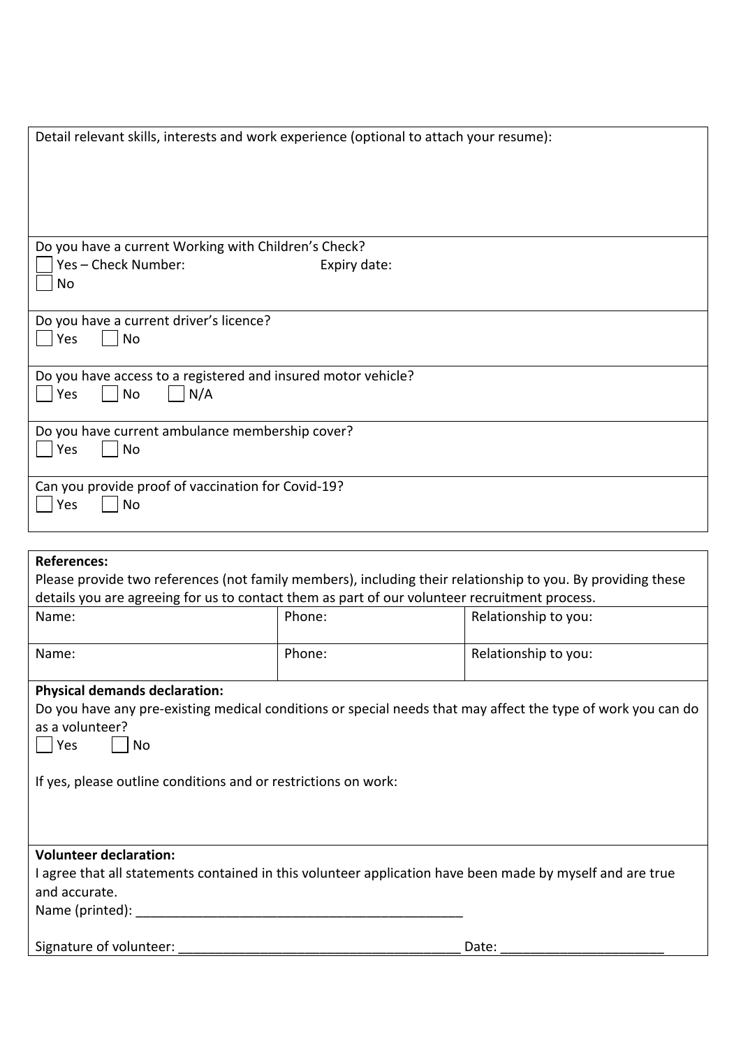Detail relevant skills, interests and work experience (optional to attach your resume):

Do you have a current Working with Children's Check?

☐ Yes – Check Number: Expiry date:

☐ No

Do you have a current driver's licence?

☐ Yes ☐ No

Do you have access to a registered and insured motor vehicle?

☐ Yes ☐ No ☐ N/A

Do you have current ambulance membership cover?

☐ Yes ☐ No

Can you provide proof of vaccination for Covid-19?

☐ Yes ☐ No

**References:**

Please provide two references (not family members), including their relationship to you. By providing these details you are agreeing for us to contact them as part of our volunteer recruitment process.

| Name: | Phone: | Relationship to you: |
|---|---|---|
| Name: | Phone: | Relationship to you: |

**Physical demands declaration:**

Do you have any pre-existing medical conditions or special needs that may affect the type of work you can do as a volunteer?

☐ Yes ☐ No

If yes, please outline conditions and or restrictions on work:

**Volunteer declaration:**

I agree that all statements contained in this volunteer application have been made by myself and are true and accurate.

Name (printed): _____________________________________________

Signature of volunteer: _______________________________________ Date: ______________________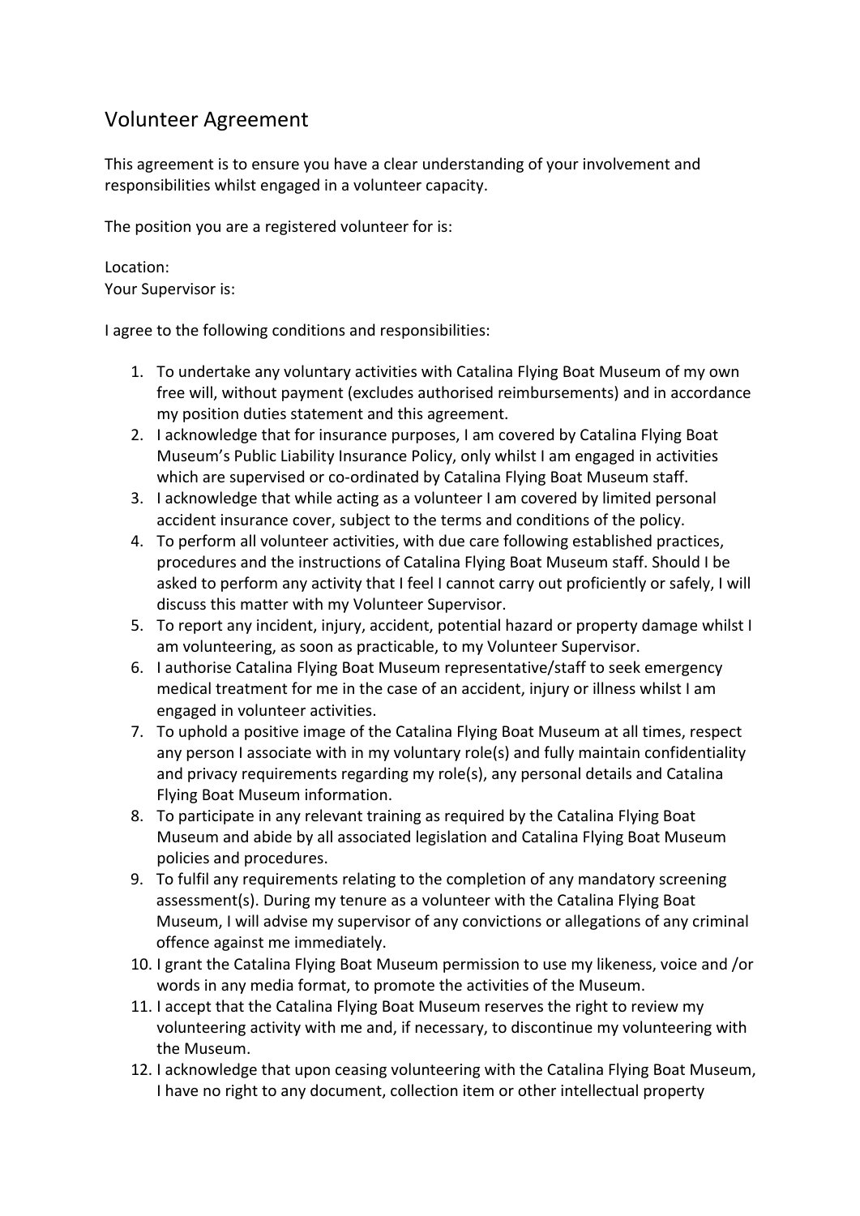# Volunteer Agreement

This agreement is to ensure you have a clear understanding of your involvement and responsibilities whilst engaged in a volunteer capacity.

The position you are a registered volunteer for is:

Location:
Your Supervisor is:

I agree to the following conditions and responsibilities:

1. To undertake any voluntary activities with Catalina Flying Boat Museum of my own free will, without payment (excludes authorised reimbursements) and in accordance my position duties statement and this agreement.
2. I acknowledge that for insurance purposes, I am covered by Catalina Flying Boat Museum's Public Liability Insurance Policy, only whilst I am engaged in activities which are supervised or co-ordinated by Catalina Flying Boat Museum staff.
3. I acknowledge that while acting as a volunteer I am covered by limited personal accident insurance cover, subject to the terms and conditions of the policy.
4. To perform all volunteer activities, with due care following established practices, procedures and the instructions of Catalina Flying Boat Museum staff. Should I be asked to perform any activity that I feel I cannot carry out proficiently or safely, I will discuss this matter with my Volunteer Supervisor.
5. To report any incident, injury, accident, potential hazard or property damage whilst I am volunteering, as soon as practicable, to my Volunteer Supervisor.
6. I authorise Catalina Flying Boat Museum representative/staff to seek emergency medical treatment for me in the case of an accident, injury or illness whilst I am engaged in volunteer activities.
7. To uphold a positive image of the Catalina Flying Boat Museum at all times, respect any person I associate with in my voluntary role(s) and fully maintain confidentiality and privacy requirements regarding my role(s), any personal details and Catalina Flying Boat Museum information.
8. To participate in any relevant training as required by the Catalina Flying Boat Museum and abide by all associated legislation and Catalina Flying Boat Museum policies and procedures.
9. To fulfil any requirements relating to the completion of any mandatory screening assessment(s). During my tenure as a volunteer with the Catalina Flying Boat Museum, I will advise my supervisor of any convictions or allegations of any criminal offence against me immediately.
10. I grant the Catalina Flying Boat Museum permission to use my likeness, voice and /or words in any media format, to promote the activities of the Museum.
11. I accept that the Catalina Flying Boat Museum reserves the right to review my volunteering activity with me and, if necessary, to discontinue my volunteering with the Museum.
12. I acknowledge that upon ceasing volunteering with the Catalina Flying Boat Museum, I have no right to any document, collection item or other intellectual property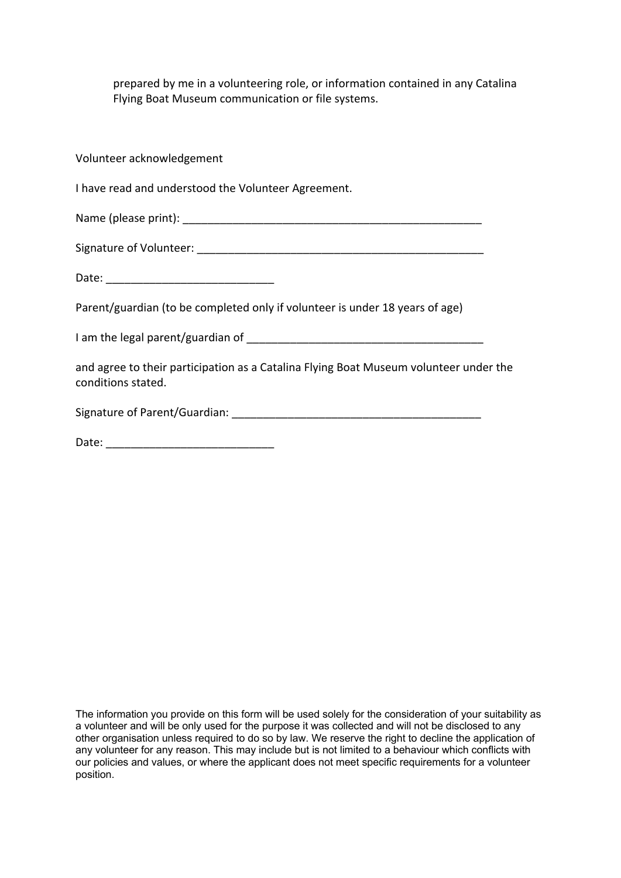prepared by me in a volunteering role, or information contained in any Catalina Flying Boat Museum communication or file systems.

Volunteer acknowledgement

I have read and understood the Volunteer Agreement.

Name (please print): ___________________________________________________

Signature of Volunteer: ________________________________________________

Date: ___________________________

Parent/guardian (to be completed only if volunteer is under 18 years of age)

I am the legal parent/guardian of ______________________________________

and agree to their participation as a Catalina Flying Boat Museum volunteer under the conditions stated.

Signature of Parent/Guardian: _________________________________________

Date: ___________________________

The information you provide on this form will be used solely for the consideration of your suitability as a volunteer and will be only used for the purpose it was collected and will not be disclosed to any other organisation unless required to do so by law. We reserve the right to decline the application of any volunteer for any reason. This may include but is not limited to a behaviour which conflicts with our policies and values, or where the applicant does not meet specific requirements for a volunteer position.